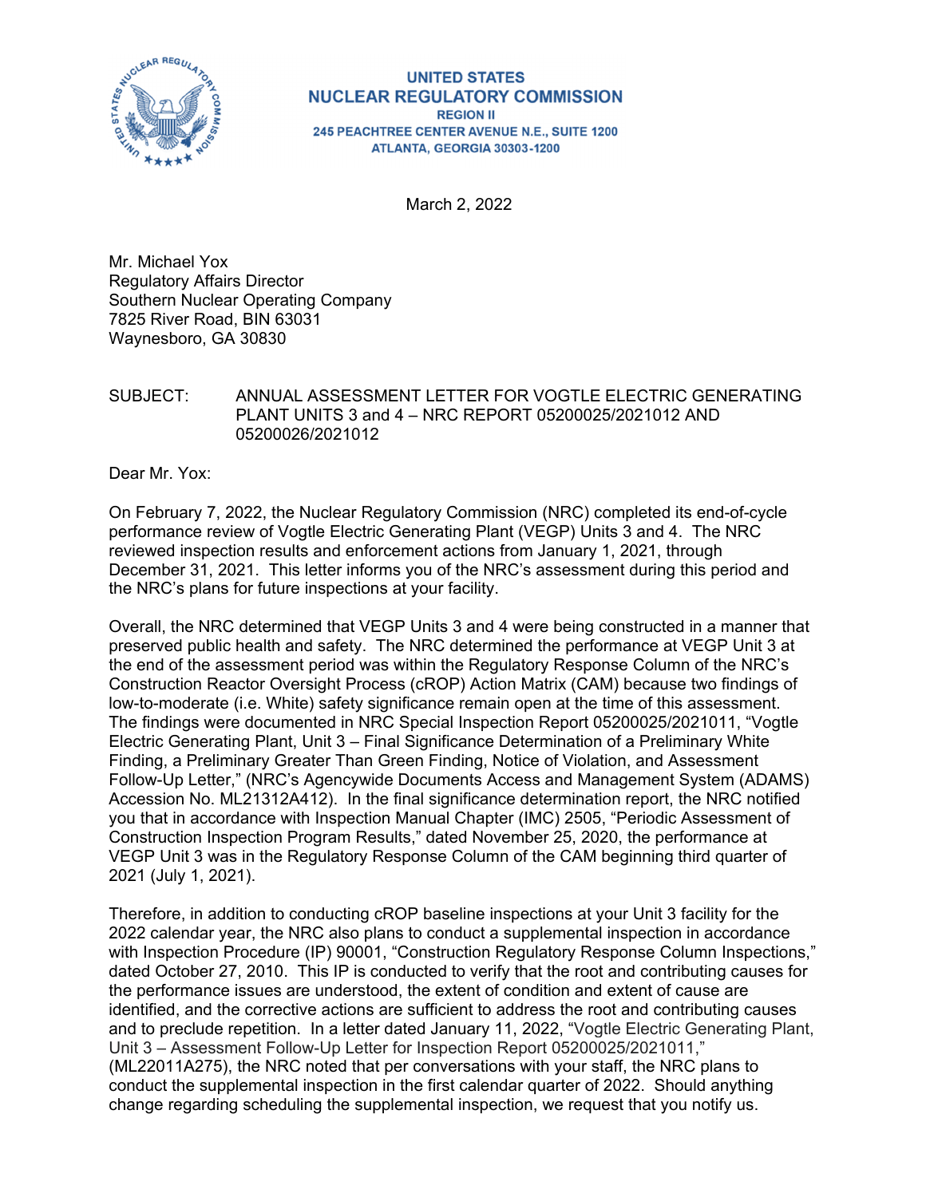**UNITED STATES**
**NUCLEAR REGULATORY COMMISSION**
**REGION II**
**245 PEACHTREE CENTER AVENUE N.E., SUITE 1200**
**ATLANTA, GEORGIA 30303-1200**

March 2, 2022

Mr. Michael Yox
Regulatory Affairs Director
Southern Nuclear Operating Company
7825 River Road, BIN 63031
Waynesboro, GA 30830

SUBJECT: ANNUAL ASSESSMENT LETTER FOR VOGTLE ELECTRIC GENERATING PLANT UNITS 3 and 4 – NRC REPORT 05200025/2021012 AND 05200026/2021012

Dear Mr. Yox:

On February 7, 2022, the Nuclear Regulatory Commission (NRC) completed its end-of-cycle performance review of Vogtle Electric Generating Plant (VEGP) Units 3 and 4. The NRC reviewed inspection results and enforcement actions from January 1, 2021, through December 31, 2021. This letter informs you of the NRC's assessment during this period and the NRC's plans for future inspections at your facility.

Overall, the NRC determined that VEGP Units 3 and 4 were being constructed in a manner that preserved public health and safety. The NRC determined the performance at VEGP Unit 3 at the end of the assessment period was within the Regulatory Response Column of the NRC's Construction Reactor Oversight Process (cROP) Action Matrix (CAM) because two findings of low-to-moderate (i.e. White) safety significance remain open at the time of this assessment. The findings were documented in NRC Special Inspection Report 05200025/2021011, "Vogtle Electric Generating Plant, Unit 3 – Final Significance Determination of a Preliminary White Finding, a Preliminary Greater Than Green Finding, Notice of Violation, and Assessment Follow-Up Letter," (NRC's Agencywide Documents Access and Management System (ADAMS) Accession No. ML21312A412). In the final significance determination report, the NRC notified you that in accordance with Inspection Manual Chapter (IMC) 2505, "Periodic Assessment of Construction Inspection Program Results," dated November 25, 2020, the performance at VEGP Unit 3 was in the Regulatory Response Column of the CAM beginning third quarter of 2021 (July 1, 2021).

Therefore, in addition to conducting cROP baseline inspections at your Unit 3 facility for the 2022 calendar year, the NRC also plans to conduct a supplemental inspection in accordance with Inspection Procedure (IP) 90001, "Construction Regulatory Response Column Inspections," dated October 27, 2010. This IP is conducted to verify that the root and contributing causes for the performance issues are understood, the extent of condition and extent of cause are identified, and the corrective actions are sufficient to address the root and contributing causes and to preclude repetition. In a letter dated January 11, 2022, "Vogtle Electric Generating Plant, Unit 3 – Assessment Follow-Up Letter for Inspection Report 05200025/2021011," (ML22011A275), the NRC noted that per conversations with your staff, the NRC plans to conduct the supplemental inspection in the first calendar quarter of 2022. Should anything change regarding scheduling the supplemental inspection, we request that you notify us.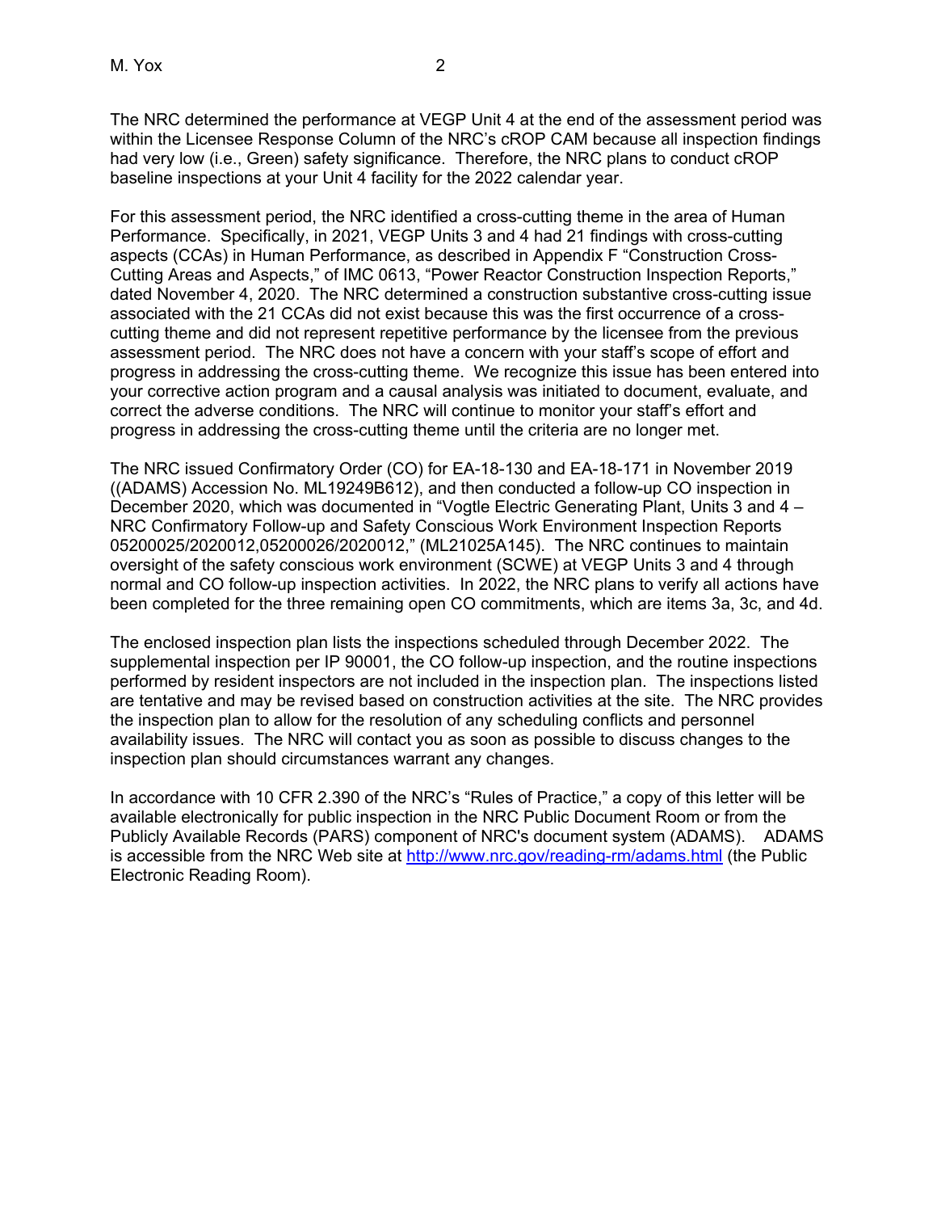The NRC determined the performance at VEGP Unit 4 at the end of the assessment period was within the Licensee Response Column of the NRC's cROP CAM because all inspection findings had very low (i.e., Green) safety significance. Therefore, the NRC plans to conduct cROP baseline inspections at your Unit 4 facility for the 2022 calendar year.

For this assessment period, the NRC identified a cross-cutting theme in the area of Human Performance. Specifically, in 2021, VEGP Units 3 and 4 had 21 findings with cross-cutting aspects (CCAs) in Human Performance, as described in Appendix F "Construction Cross-Cutting Areas and Aspects," of IMC 0613, "Power Reactor Construction Inspection Reports," dated November 4, 2020. The NRC determined a construction substantive cross-cutting issue associated with the 21 CCAs did not exist because this was the first occurrence of a cross-cutting theme and did not represent repetitive performance by the licensee from the previous assessment period. The NRC does not have a concern with your staff's scope of effort and progress in addressing the cross-cutting theme. We recognize this issue has been entered into your corrective action program and a causal analysis was initiated to document, evaluate, and correct the adverse conditions. The NRC will continue to monitor your staff's effort and progress in addressing the cross-cutting theme until the criteria are no longer met.

The NRC issued Confirmatory Order (CO) for EA-18-130 and EA-18-171 in November 2019 ((ADAMS) Accession No. ML19249B612), and then conducted a follow-up CO inspection in December 2020, which was documented in "Vogtle Electric Generating Plant, Units 3 and 4 – NRC Confirmatory Follow-up and Safety Conscious Work Environment Inspection Reports 05200025/2020012,05200026/2020012," (ML21025A145). The NRC continues to maintain oversight of the safety conscious work environment (SCWE) at VEGP Units 3 and 4 through normal and CO follow-up inspection activities. In 2022, the NRC plans to verify all actions have been completed for the three remaining open CO commitments, which are items 3a, 3c, and 4d.

The enclosed inspection plan lists the inspections scheduled through December 2022. The supplemental inspection per IP 90001, the CO follow-up inspection, and the routine inspections performed by resident inspectors are not included in the inspection plan. The inspections listed are tentative and may be revised based on construction activities at the site. The NRC provides the inspection plan to allow for the resolution of any scheduling conflicts and personnel availability issues. The NRC will contact you as soon as possible to discuss changes to the inspection plan should circumstances warrant any changes.

In accordance with 10 CFR 2.390 of the NRC's "Rules of Practice," a copy of this letter will be available electronically for public inspection in the NRC Public Document Room or from the Publicly Available Records (PARS) component of NRC's document system (ADAMS). ADAMS is accessible from the NRC Web site at http://www.nrc.gov/reading-rm/adams.html (the Public Electronic Reading Room).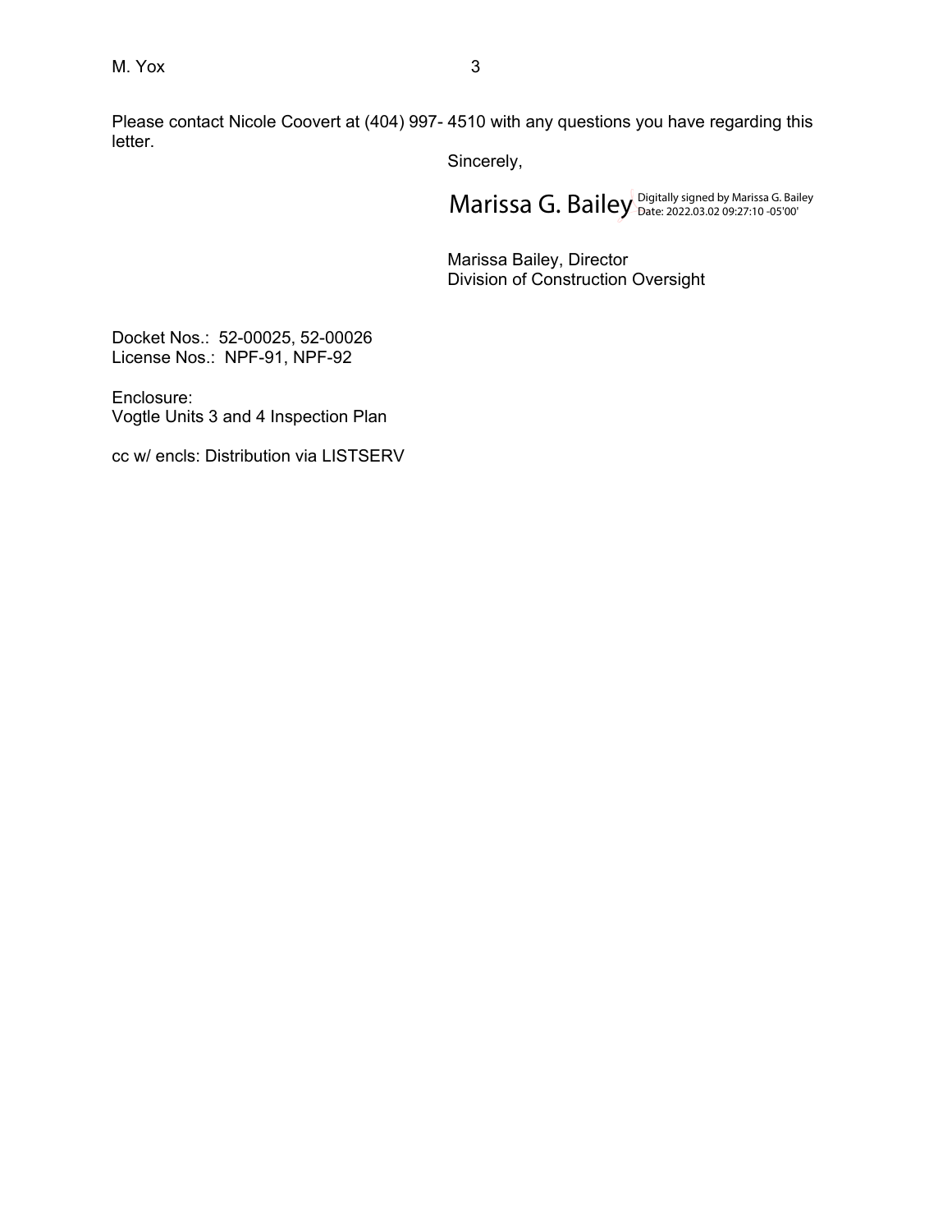Please contact Nicole Coovert at (404) 997- 4510 with any questions you have regarding this letter.

Sincerely,

Marissa G. Bailey Digitally signed by Marissa G. Bailey Date: 2022.03.02 09:27:10 -05'00'

Marissa Bailey, Director
Division of Construction Oversight

Docket Nos.: 52-00025, 52-00026
License Nos.: NPF-91, NPF-92

Enclosure:
Vogtle Units 3 and 4 Inspection Plan

cc w/ encls: Distribution via LISTSERV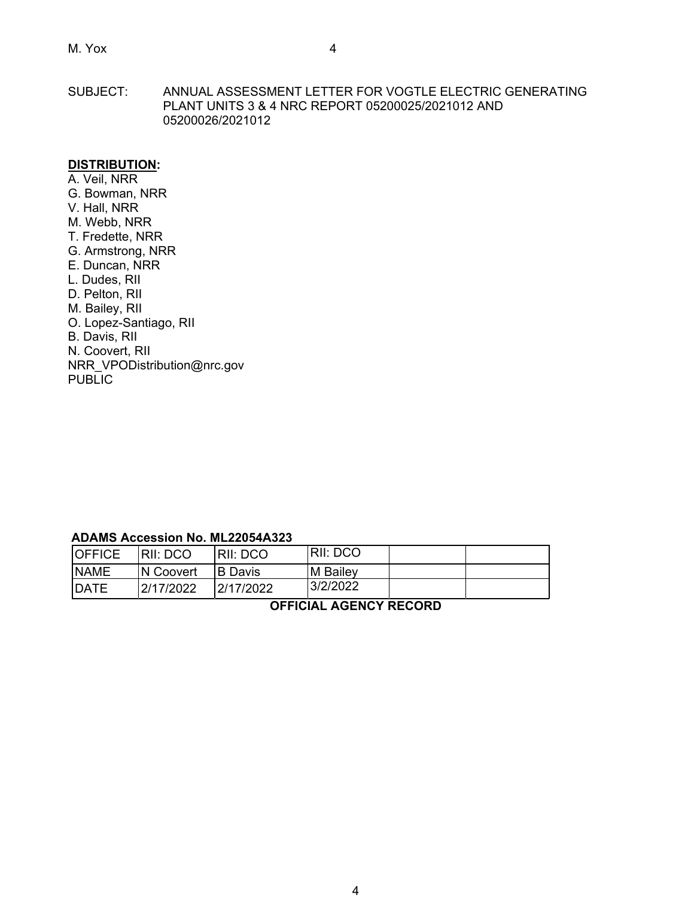SUBJECT: ANNUAL ASSESSMENT LETTER FOR VOGTLE ELECTRIC GENERATING PLANT UNITS 3 & 4 NRC REPORT 05200025/2021012 AND 05200026/2021012

**DISTRIBUTION:**

A. Veil, NRR
G. Bowman, NRR
V. Hall, NRR
M. Webb, NRR
T. Fredette, NRR
G. Armstrong, NRR
E. Duncan, NRR
L. Dudes, RII
D. Pelton, RII
M. Bailey, RII
O. Lopez-Santiago, RII
B. Davis, RII
N. Coovert, RII
NRR_VPODistribution@nrc.gov
PUBLIC

**ADAMS Accession No. ML22054A323**

| OFFICE | RII: DCO | RII: DCO | RII: DCO | | |
|---|---|---|---|---|---|
| NAME | N Coovert | B Davis | M Bailey | | |
| DATE | 2/17/2022 | 2/17/2022 | 3/2/2022 | | |

**OFFICIAL AGENCY RECORD**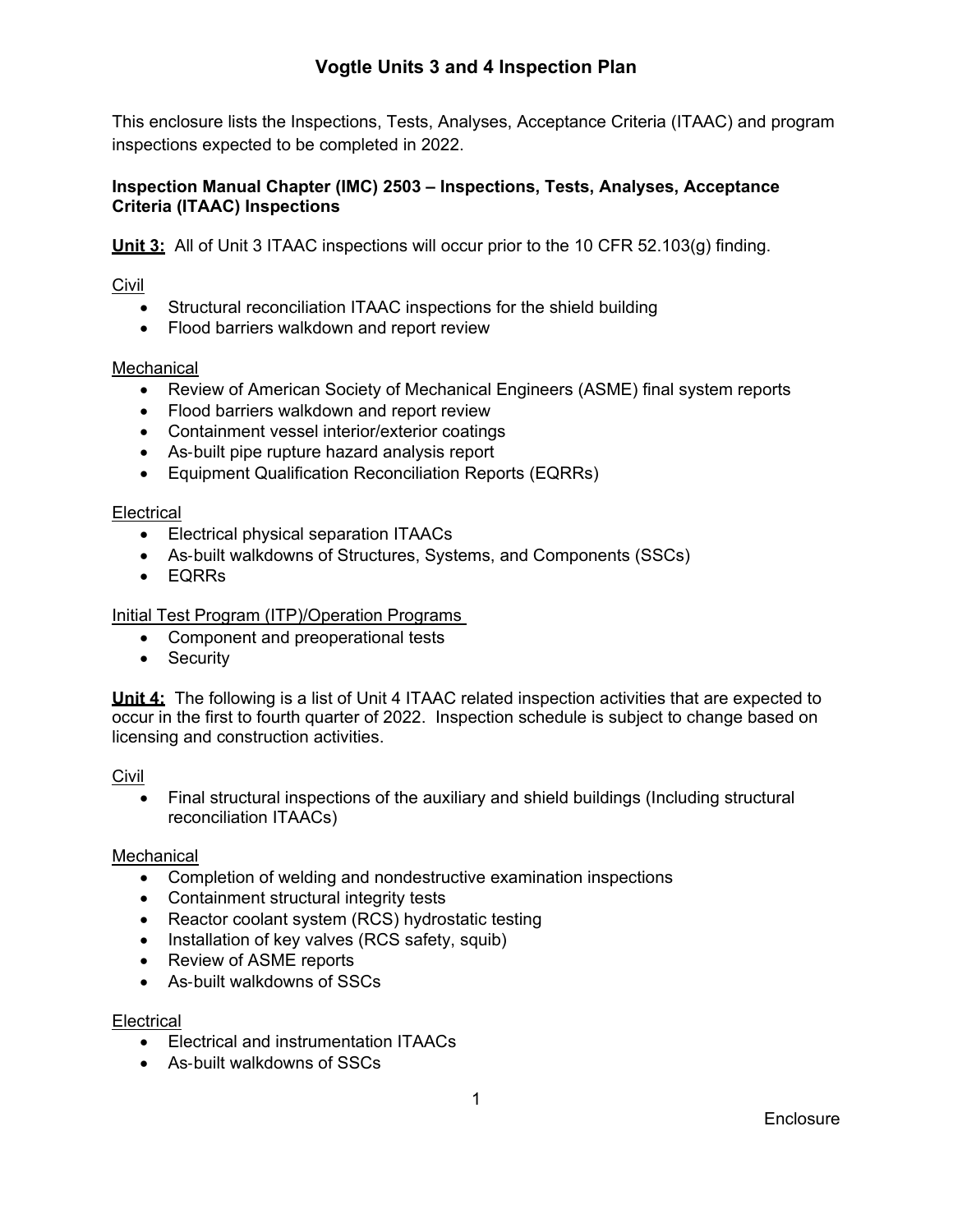# Vogtle Units 3 and 4 Inspection Plan

This enclosure lists the Inspections, Tests, Analyses, Acceptance Criteria (ITAAC) and program inspections expected to be completed in 2022.

**Inspection Manual Chapter (IMC) 2503 – Inspections, Tests, Analyses, Acceptance Criteria (ITAAC) Inspections**

**Unit 3:** All of Unit 3 ITAAC inspections will occur prior to the 10 CFR 52.103(g) finding.

Civil

- Structural reconciliation ITAAC inspections for the shield building
- Flood barriers walkdown and report review

Mechanical

- Review of American Society of Mechanical Engineers (ASME) final system reports
- Flood barriers walkdown and report review
- Containment vessel interior/exterior coatings
- As-built pipe rupture hazard analysis report
- Equipment Qualification Reconciliation Reports (EQRRs)

Electrical

- Electrical physical separation ITAACs
- As-built walkdowns of Structures, Systems, and Components (SSCs)
- EQRRs

Initial Test Program (ITP)/Operation Programs

- Component and preoperational tests
- Security

**Unit 4:** The following is a list of Unit 4 ITAAC related inspection activities that are expected to occur in the first to fourth quarter of 2022. Inspection schedule is subject to change based on licensing and construction activities.

Civil

- Final structural inspections of the auxiliary and shield buildings (Including structural reconciliation ITAACs)

Mechanical

- Completion of welding and nondestructive examination inspections
- Containment structural integrity tests
- Reactor coolant system (RCS) hydrostatic testing
- Installation of key valves (RCS safety, squib)
- Review of ASME reports
- As-built walkdowns of SSCs

Electrical

- Electrical and instrumentation ITAACs
- As-built walkdowns of SSCs

Enclosure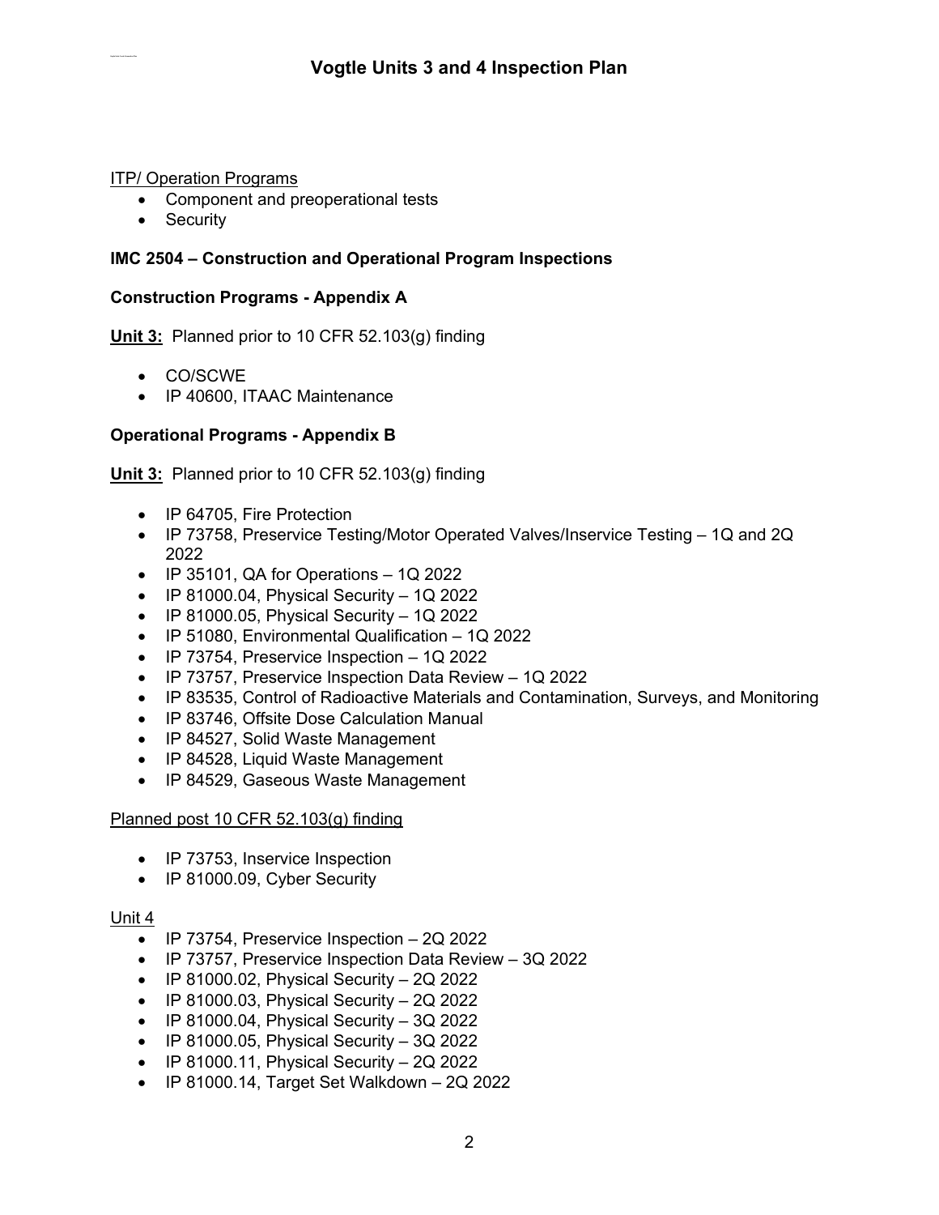ITP/ Operation Programs

- Component and preoperational tests
- Security

**IMC 2504 – Construction and Operational Program Inspections**

**Construction Programs - Appendix A**

**Unit 3:** Planned prior to 10 CFR 52.103(g) finding

- CO/SCWE
- IP 40600, ITAAC Maintenance

**Operational Programs - Appendix B**

**Unit 3:** Planned prior to 10 CFR 52.103(g) finding

- IP 64705, Fire Protection
- IP 73758, Preservice Testing/Motor Operated Valves/Inservice Testing – 1Q and 2Q 2022
- IP 35101, QA for Operations – 1Q 2022
- IP 81000.04, Physical Security – 1Q 2022
- IP 81000.05, Physical Security – 1Q 2022
- IP 51080, Environmental Qualification – 1Q 2022
- IP 73754, Preservice Inspection – 1Q 2022
- IP 73757, Preservice Inspection Data Review – 1Q 2022
- IP 83535, Control of Radioactive Materials and Contamination, Surveys, and Monitoring
- IP 83746, Offsite Dose Calculation Manual
- IP 84527, Solid Waste Management
- IP 84528, Liquid Waste Management
- IP 84529, Gaseous Waste Management

Planned post 10 CFR 52.103(g) finding

- IP 73753, Inservice Inspection
- IP 81000.09, Cyber Security

Unit 4

- IP 73754, Preservice Inspection – 2Q 2022
- IP 73757, Preservice Inspection Data Review – 3Q 2022
- IP 81000.02, Physical Security – 2Q 2022
- IP 81000.03, Physical Security – 2Q 2022
- IP 81000.04, Physical Security – 3Q 2022
- IP 81000.05, Physical Security – 3Q 2022
- IP 81000.11, Physical Security – 2Q 2022
- IP 81000.14, Target Set Walkdown – 2Q 2022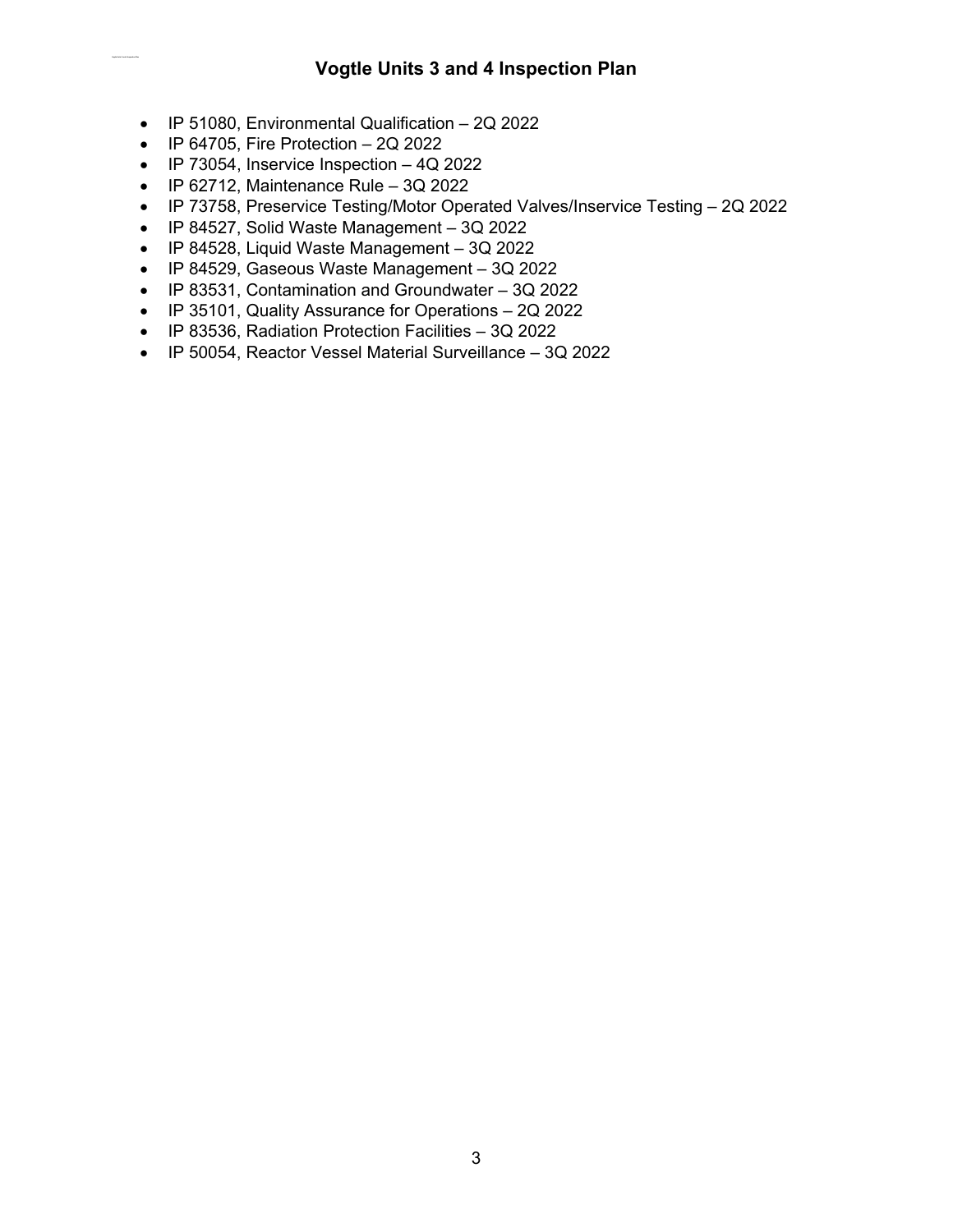- IP 51080, Environmental Qualification – 2Q 2022
- IP 64705, Fire Protection – 2Q 2022
- IP 73054, Inservice Inspection – 4Q 2022
- IP 62712, Maintenance Rule – 3Q 2022
- IP 73758, Preservice Testing/Motor Operated Valves/Inservice Testing – 2Q 2022
- IP 84527, Solid Waste Management – 3Q 2022
- IP 84528, Liquid Waste Management – 3Q 2022
- IP 84529, Gaseous Waste Management – 3Q 2022
- IP 83531, Contamination and Groundwater – 3Q 2022
- IP 35101, Quality Assurance for Operations – 2Q 2022
- IP 83536, Radiation Protection Facilities – 3Q 2022
- IP 50054, Reactor Vessel Material Surveillance – 3Q 2022